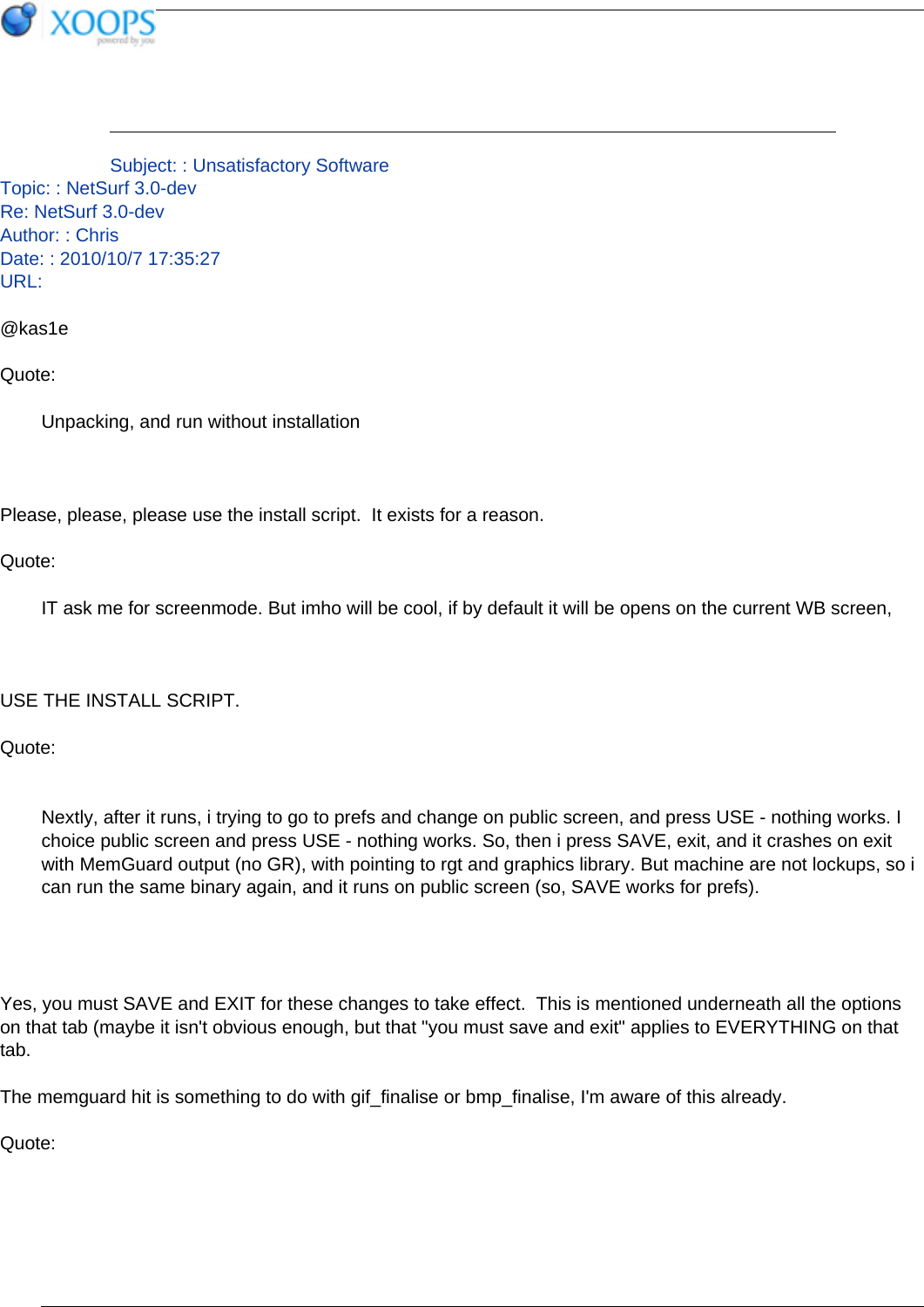Subject: : Unsatisfactory Software
Topic: : NetSurf 3.0-dev
Re: NetSurf 3.0-dev
Author: : Chris
Date: : 2010/10/7 17:35:27
URL:

@kas1e

Quote:

> Unpacking, and run without installation

Please, please, please use the install script.  It exists for a reason.

Quote:

> IT ask me for screenmode. But imho will be cool, if by default it will be opens on the current WB screen,

USE THE INSTALL SCRIPT.

Quote:

> Nextly, after it runs, i trying to go to prefs and change on public screen, and press USE - nothing works. I choice public screen and press USE - nothing works. So, then i press SAVE, exit, and it crashes on exit with MemGuard output (no GR), with pointing to rgt and graphics library. But machine are not lockups, so i can run the same binary again, and it runs on public screen (so, SAVE works for prefs).

Yes, you must SAVE and EXIT for these changes to take effect.  This is mentioned underneath all the options on that tab (maybe it isn't obvious enough, but that "you must save and exit" applies to EVERYTHING on that tab.

The memguard hit is something to do with gif_finalise or bmp_finalise, I'm aware of this already.

Quote: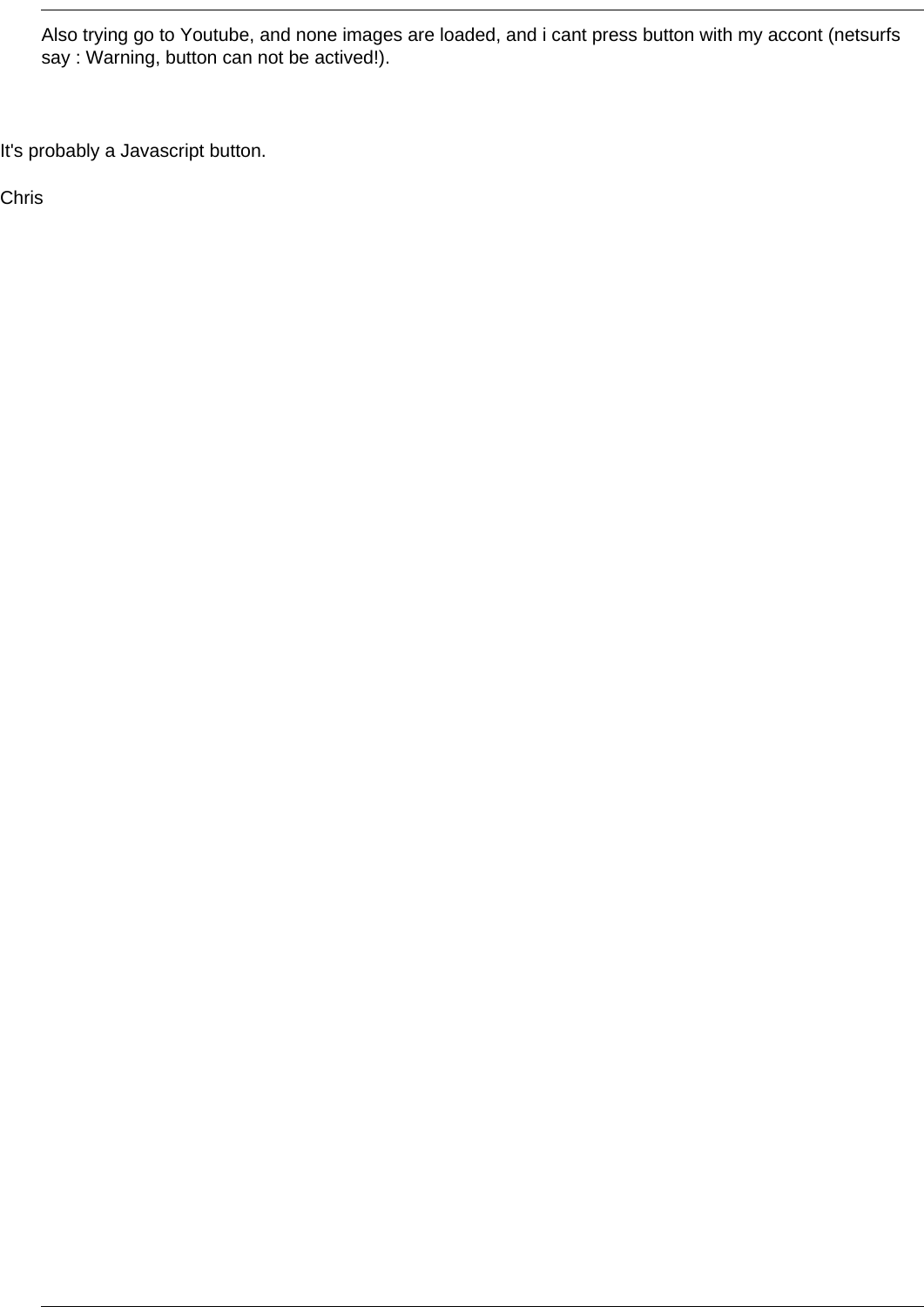> Also trying go to Youtube, and none images are loaded, and i cant press button with my accont (netsurfs say : Warning, button can not be actived!).

It's probably a Javascript button.

Chris